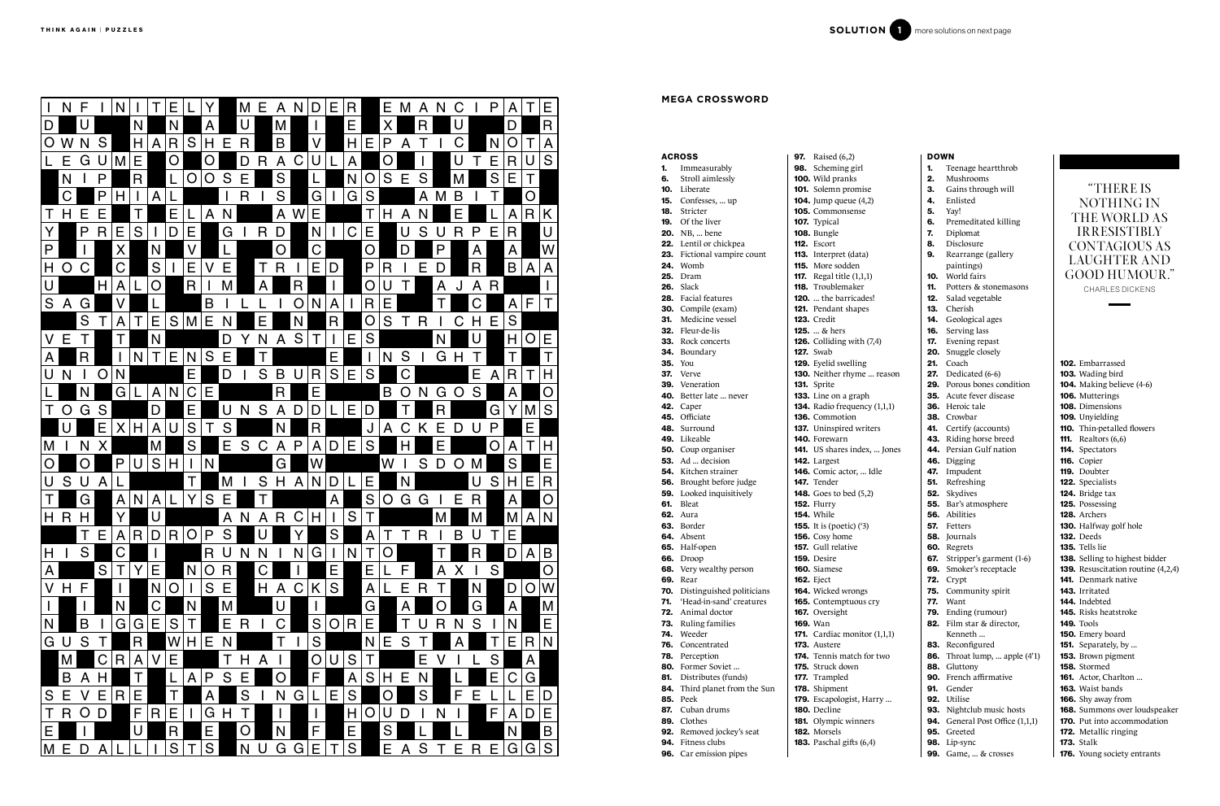# SOLUTION 1

## MEGA CROSSWORD

### ACROSS

**1.** Immeasurably
**6.** Stroll aimlessly
**10.** Liberate
**15.** Confesses, ... up
**18.** Stricter
**19.** Of the liver
**20.** NB, ... bene
**22.** Lentil or chickpea
**23.** Fictional vampire count
**24.** Womb
**25.** Dram
**26.** Slack
**28.** Facial features
**30.** Compile (exam)
**31.** Medicine vessel
**32.** Fleur-de-lis
**33.** Rock concerts
**34.** Boundary
**35.** You
**37.** Verve
**39.** Veneration
**40.** Better late ... never
**42.** Caper
**45.** Officiate
**48.** Surround
**49.** Likeable
**50.** Coup organiser
**53.** Ad ... decision
**54.** Kitchen strainer
**56.** Brought before judge
**59.** Looked inquisitively
**61.** Bleat
**62.** Aura
**63.** Border
**64.** Absent
**65.** Half-open
**66.** Droop
**68.** Very wealthy person
**69.** Rear
**70.** Distinguished politicians
**71.** 'Head-in-sand' creatures
**72.** Animal doctor
**73.** Ruling families
**74.** Weeder
**76.** Concentrated
**78.** Perception
**80.** Former Soviet ...
**81.** Distributes (funds)
**84.** Third planet from the Sun
**85.** Peek
**87.** Cuban drums
**89.** Clothes
**92.** Removed jockey's seat
**94.** Fitness clubs
**96.** Car emission pipes
**97.** Raised (6,2)
**98.** Scheming girl
**100.** Wild pranks
**101.** Solemn promise
**104.** Jump queue (4,2)
**105.** Commonsense
**107.** Typical
**108.** Bungle
**112.** Escort
**113.** Interpret (data)
**115.** More sodden
**117.** Regal title (1,1,1)
**118.** Troublemaker
**120.** ... the barricades!
**121.** Pendant shapes
**123.** Credit
**125.** ... & hers
**126.** Colliding with (7,4)
**127.** Swab
**129.** Eyelid swelling
**130.** Neither rhyme ... reason
**131.** Sprite
**133.** Line on a graph
**134.** Radio frequency (1,1,1)
**136.** Commotion
**137.** Uninspired writers
**140.** Forewarn
**141.** US shares index, ... Jones
**142.** Largest
**146.** Comic actor, ... Idle
**147.** Tender
**148.** Goes to bed (5,2)
**152.** Flurry
**154.** While
**155.** It is (poetic) ('3)
**156.** Cosy home
**157.** Gull relative
**159.** Desire
**160.** Siamese
**162.** Eject
**164.** Wicked wrongs
**165.** Contemptuous cry
**167.** Oversight
**169.** Wan
**171.** Cardiac monitor (1,1,1)
**173.** Austere
**174.** Tennis match for two
**175.** Struck down
**177.** Trampled
**178.** Shipment
**179.** Escapologist, Harry ...
**180.** Decline
**181.** Olympic winners
**182.** Morsels
**183.** Paschal gifts (6,4)

### DOWN

**1.** Teenage heartthrob
**2.** Mushrooms
**3.** Gains through will
**4.** Enlisted
**5.** Yay!
**6.** Premeditated killing
**7.** Diplomat
**8.** Disclosure
**9.** Rearrange (gallery paintings)
**10.** World fairs
**11.** Potters & stonemasons
**12.** Salad vegetable
**13.** Cherish
**14.** Geological ages
**16.** Serving lass
**17.** Evening repast
**20.** Snuggle closely
**21.** Coach
**27.** Dedicated (6-6)
**29.** Porous bones condition
**35.** Acute fever disease
**36.** Heroic tale
**38.** Crowbar
**41.** Certify (accounts)
**43.** Riding horse breed
**44.** Persian Gulf nation
**46.** Digging
**47.** Impudent
**51.** Refreshing
**52.** Skydives
**55.** Bar's atmosphere
**56.** Abilities
**57.** Fetters
**58.** Journals
**60.** Regrets
**67.** Stripper's garment (1-6)
**69.** Smoker's receptacle
**72.** Crypt
**75.** Community spirit
**77.** Want
**79.** Ending (rumour)
**82.** Film star & director, Kenneth ...
**83.** Reconfigured
**86.** Throat lump, ... apple (4'1)
**88.** Gluttony
**90.** French affirmative
**91.** Gender
**92.** Utilise
**93.** Nightclub music hosts
**94.** General Post Office (1,1,1)
**95.** Greeted
**98.** Lip-sync
**99.** Game, ... & crosses
**102.** Embarrassed
**103.** Wading bird
**104.** Making believe (4-6)
**106.** Mutterings
**108.** Dimensions
**109.** Unyielding
**110.** Thin-petalled flowers
**111.** Realtors (6,6)
**114.** Spectators
**116.** Copier
**119.** Doubter
**122.** Specialists
**124.** Bridge tax
**125.** Possessing
**128.** Archers
**130.** Halfway golf hole
**132.** Deeds
**135.** Tells lie
**138.** Selling to highest bidder
**139.** Resuscitation routine (4,2,4)
**141.** Denmark native
**143.** Irritated
**144.** Indebted
**145.** Risks heatstroke
**149.** Tools
**150.** Emery board
**151.** Separately, by ...
**153.** Brown pigment
**158.** Stormed
**161.** Actor, Charlton ...
**163.** Waist bands
**166.** Shy away from
**168.** Summons over loudspeaker
**170.** Put into accommodation
**172.** Metallic ringing
**173.** Stalk
**176.** Young society entrants

> "THERE IS NOTHING IN THE WORLD AS IRRESISTIBLY CONTAGIOUS AS LAUGHTER AND GOOD HUMOUR."
>
> CHARLES DICKENS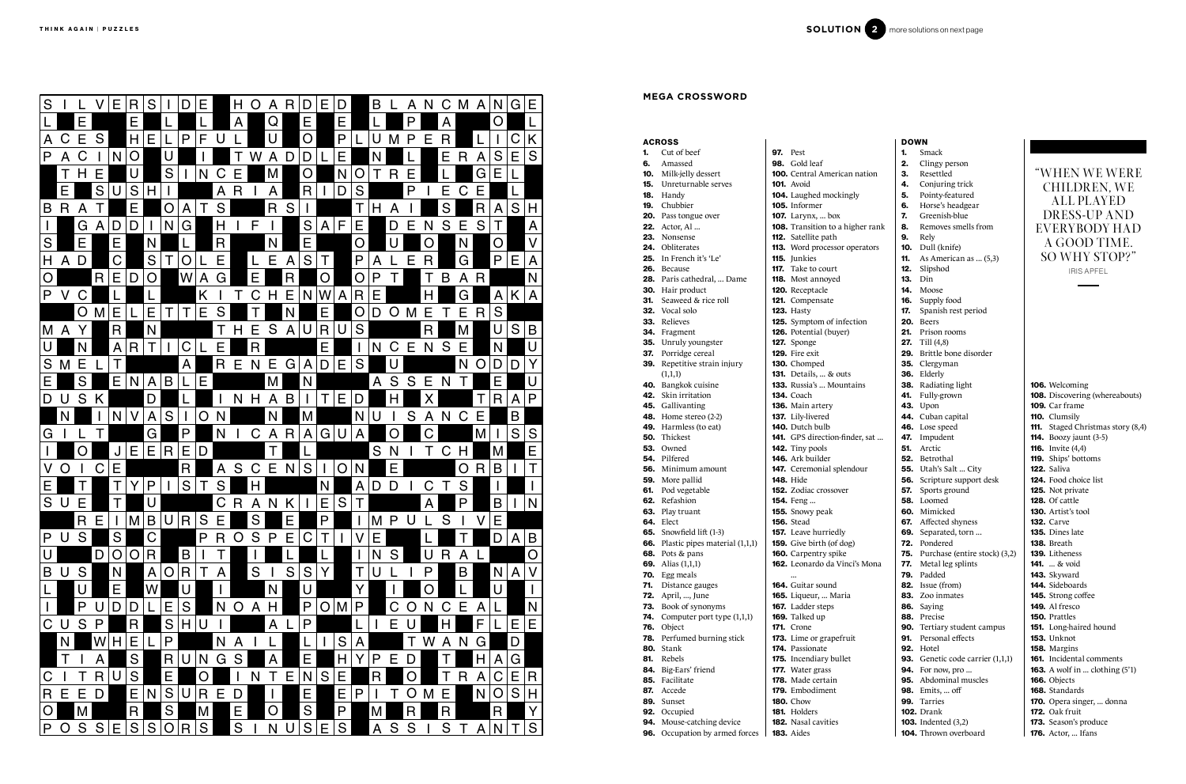## MEGA CROSSWORD

### ACROSS

**1.** Cut of beef
**6.** Amassed
**10.** Milk-jelly dessert
**15.** Unreturnable serves
**18.** Handy
**19.** Chubbier
**20.** Pass tongue over
**22.** Actor, Al ...
**23.** Nonsense
**24.** Obliterates
**25.** In French it's 'Le'
**26.** Because
**28.** Paris cathedral, ... Dame
**30.** Hair product
**31.** Seaweed & rice roll
**32.** Vocal solo
**33.** Relieves
**34.** Fragment
**35.** Unruly youngster
**37.** Porridge cereal
**39.** Repetitive strain injury (1,1,1)
**40.** Bangkok cuisine
**42.** Skin irritation
**45.** Gallivanting
**48.** Home stereo (2-2)
**49.** Harmless (to eat)
**50.** Thickest
**53.** Owned
**54.** Pilfered
**56.** Minimum amount
**59.** More pallid
**61.** Pod vegetable
**62.** Refashion
**63.** Play truant
**64.** Elect
**65.** Snowfield lift (1-3)
**66.** Plastic pipes material (1,1,1)
**68.** Pots & pans
**69.** Alias (1,1,1)
**70.** Egg meals
**71.** Distance gauges
**72.** April, ..., June
**73.** Book of synonyms
**74.** Computer port type (1,1,1)
**76.** Object
**78.** Perfumed burning stick
**80.** Stank
**81.** Rebels
**84.** Big-Ears' friend
**85.** Facilitate
**87.** Accede
**89.** Sunset
**92.** Occupied
**94.** Mouse-catching device
**96.** Occupation by armed forces
**97.** Pest
**98.** Gold leaf
**100.** Central American nation
**101.** Avoid
**104.** Laughed mockingly
**105.** Informer
**107.** Larynx, ... box
**108.** Transition to a higher rank
**112.** Satellite path
**113.** Word processor operators
**115.** Junkies
**117.** Take to court
**118.** Most annoyed
**120.** Receptacle
**121.** Compensate
**123.** Hasty
**125.** Symptom of infection
**126.** Potential (buyer)
**127.** Sponge
**129.** Fire exit
**130.** Chomped
**131.** Details, ... & outs
**133.** Russia's ... Mountains
**134.** Coach
**136.** Main artery
**137.** Lily-livered
**140.** Dutch bulb
**141.** GPS direction-finder, sat ...
**142.** Tiny pools
**146.** Ark builder
**147.** Ceremonial splendour
**148.** Hide
**152.** Zodiac crossover
**154.** Feng ...
**155.** Snowy peak
**156.** Stead
**157.** Leave hurriedly
**159.** Give birth (of dog)
**160.** Carpentry spike
**162.** Leonardo da Vinci's Mona ...
**164.** Guitar sound
**165.** Liqueur, ... Maria
**167.** Ladder steps
**169.** Talked up
**171.** Crone
**173.** Lime or grapefruit
**174.** Passionate
**175.** Incendiary bullet
**177.** Water grass
**178.** Made certain
**179.** Embodiment
**180.** Chow
**181.** Holders
**182.** Nasal cavities
**183.** Aides

### DOWN

**1.** Smack
**2.** Clingy person
**3.** Resettled
**4.** Conjuring trick
**5.** Pointy-featured
**6.** Horse's headgear
**7.** Greenish-blue
**8.** Removes smells from
**9.** Rely
**10.** Dull (knife)
**11.** As American as ... (5,3)
**12.** Slipshod
**13.** Din
**14.** Moose
**16.** Supply food
**17.** Spanish rest period
**20.** Beers
**21.** Prison rooms
**27.** Till (4,8)
**29.** Brittle bone disorder
**35.** Clergyman
**36.** Elderly
**38.** Radiating light
**41.** Fully-grown
**43.** Upon
**44.** Cuban capital
**46.** Lose speed
**47.** Impudent
**51.** Arctic
**52.** Betrothal
**55.** Utah's Salt ... City
**56.** Scripture support desk
**57.** Sports ground
**58.** Loomed
**60.** Mimicked
**67.** Affected shyness
**69.** Separated, torn ...
**72.** Pondered
**75.** Purchase (entire stock) (3,2)
**77.** Metal leg splints
**79.** Padded
**82.** Issue (from)
**83.** Zoo inmates
**86.** Saying
**88.** Precise
**90.** Tertiary student campus
**91.** Personal effects
**92.** Hotel
**93.** Genetic code carrier (1,1,1)
**94.** For now, pro ...
**95.** Abdominal muscles
**98.** Emits, ... off
**99.** Tarries
**102.** Drank
**103.** Indented (3,2)
**104.** Thrown overboard
**106.** Welcoming
**108.** Discovering (whereabouts)
**109.** Car frame
**110.** Clumsily
**111.** Staged Christmas story (8,4)
**114.** Boozy jaunt (3-5)
**116.** Invite (4,4)
**119.** Ships' bottoms
**122.** Saliva
**124.** Food choice list
**125.** Not private
**128.** Of cattle
**130.** Artist's tool
**132.** Carve
**135.** Dines late
**138.** Breath
**139.** Litheness
**141.** ... & void
**143.** Skyward
**144.** Sideboards
**145.** Strong coffee
**149.** Al fresco
**150.** Prattles
**151.** Long-haired hound
**153.** Unknot
**158.** Margins
**161.** Incidental comments
**163.** A wolf in ... clothing (5'1)
**166.** Objects
**168.** Standards
**170.** Opera singer, ... donna
**172.** Oak fruit
**173.** Season's produce
**176.** Actor, ... Ifans

"WHEN WE WERE CHILDREN, WE ALL PLAYED DRESS-UP AND EVERYBODY HAD A GOOD TIME. SO WHY STOP?"

IRIS APFEL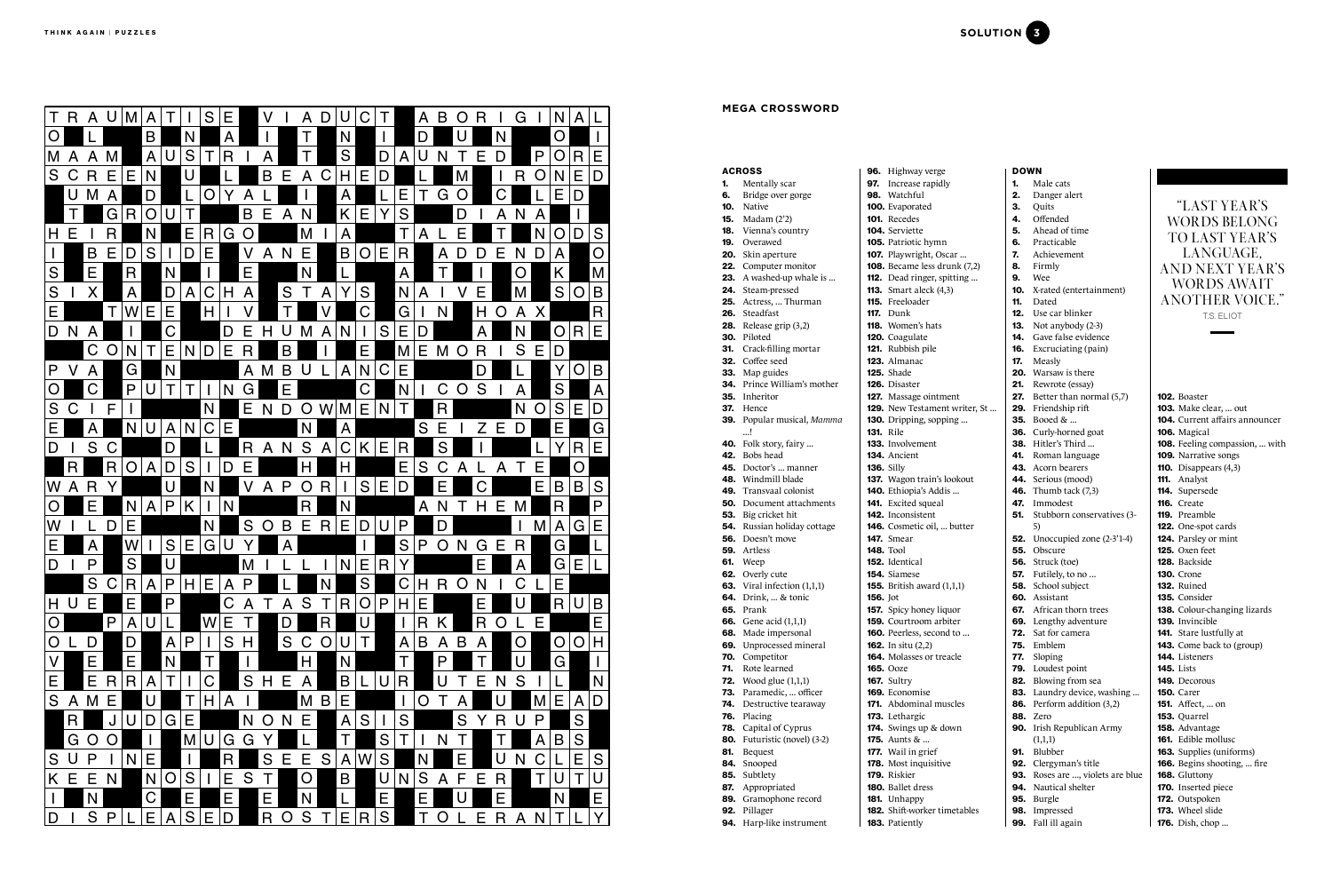# SOLUTION 3

## MEGA CROSSWORD

| | | | | | | | | | | | | | | | | | | | | | | | | | | |
|---|---|---|---|---|---|---|---|---|---|---|---|---|---|---|---|---|---|---|---|---|---|---|---|---|---|---|
| T | R | A | U | M | A | T | I | S | E | | V | I | A | D | U | C | T | | A | B | O | R | I | G | I | N | A | L |

### ACROSS

**1.** Mentally scar
**6.** Bridge over gorge
**10.** Native
**15.** Madam (2'2)
**18.** Vienna's country
**19.** Overawed
**20.** Skin aperture
**22.** Computer monitor
**23.** A washed-up whale is ...
**24.** Steam-pressed
**25.** Actress, ... Thurman
**26.** Steadfast
**28.** Release grip (3,2)
**30.** Piloted
**31.** Crack-filling mortar
**32.** Coffee seed
**33.** Map guides
**34.** Prince William's mother
**35.** Inheritor
**37.** Hence
**39.** Popular musical, *Mamma ...!*
**40.** Folk story, fairy ...
**42.** Bobs head
**45.** Doctor's ... manner
**48.** Windmill blade
**49.** Transvaal colonist
**50.** Document attachments
**53.** Big cricket hit
**54.** Russian holiday cottage
**56.** Doesn't move
**59.** Artless
**61.** Weep
**62.** Overly cute
**63.** Viral infection (1,1,1)
**64.** Drink, ... & tonic
**65.** Prank
**66.** Gene acid (1,1,1)
**68.** Made impersonal
**69.** Unprocessed mineral
**70.** Competitor
**71.** Rote learned
**72.** Wood glue (1,1,1)
**73.** Paramedic, ... officer
**74.** Destructive tearaway
**76.** Placing
**78.** Capital of Cyprus
**80.** Futuristic (novel) (3-2)
**81.** Bequest
**84.** Snooped
**85.** Subtlety
**87.** Appropriated
**89.** Gramophone record
**92.** Pillager
**94.** Harp-like instrument
**96.** Highway verge
**97.** Increase rapidly
**98.** Watchful
**100.** Evaporated
**101.** Recedes
**104.** Serviette
**105.** Patriotic hymn
**107.** Playwright, Oscar ...
**108.** Became less drunk (7,2)
**112.** Dead ringer, spitting ...
**113.** Smart aleck (4,3)
**115.** Freeloader
**117.** Dunk
**118.** Women's hats
**120.** Coagulate
**121.** Rubbish pile
**123.** Almanac
**125.** Shade
**126.** Disaster
**127.** Massage ointment
**129.** New Testament writer, St ...
**130.** Dripping, sopping ...
**131.** Rile
**133.** Involvement
**134.** Ancient
**136.** Silly
**137.** Wagon train's lookout
**140.** Ethiopia's Addis ...
**141.** Excited squeal
**142.** Inconsistent
**146.** Cosmetic oil, ... butter
**147.** Smear
**148.** Tool
**152.** Identical
**154.** Siamese
**155.** British award (1,1,1)
**156.** Jot
**157.** Spicy honey liquor
**159.** Courtroom arbiter
**160.** Peerless, second to ...
**162.** In situ (2,2)
**164.** Molasses or treacle
**165.** Ooze
**167.** Sultry
**169.** Economise
**171.** Abdominal muscles
**173.** Lethargic
**174.** Swings up & down
**175.** Aunts & ...
**177.** Wail in grief
**178.** Most inquisitive
**179.** Riskier
**180.** Ballet dress
**181.** Unhappy
**182.** Shift-worker timetables
**183.** Patiently

### DOWN

**1.** Male cats
**2.** Danger alert
**3.** Quits
**4.** Offended
**5.** Ahead of time
**6.** Practicable
**7.** Achievement
**8.** Firmly
**9.** Wee
**10.** X-rated (entertainment)
**11.** Dated
**12.** Use car blinker
**13.** Not anybody (2-3)
**14.** Gave false evidence
**16.** Excruciating (pain)
**17.** Measly
**20.** Warsaw is there
**21.** Rewrote (essay)
**27.** Better than normal (5,7)
**29.** Friendship rift
**35.** Booed & ...
**36.** Curly-horned goat
**38.** Hitler's Third ...
**41.** Roman language
**43.** Acorn bearers
**44.** Serious (mood)
**46.** Thumb tack (7,3)
**47.** Immodest
**51.** Stubborn conservatives (3-5)
**52.** Unoccupied zone (2-3'1-4)
**55.** Obscure
**56.** Struck (toe)
**57.** Futilely, to no ...
**58.** School subject
**60.** Assistant
**67.** African thorn trees
**69.** Lengthy adventure
**72.** Sat for camera
**75.** Emblem
**77.** Sloping
**79.** Loudest point
**82.** Blowing from sea
**83.** Laundry device, washing ...
**86.** Perform addition (3,2)
**88.** Zero
**90.** Irish Republican Army (1,1,1)
**91.** Blubber
**92.** Clergyman's title
**93.** Roses are ..., violets are blue
**94.** Nautical shelter
**95.** Burgle
**98.** Impressed
**99.** Fall ill again
**102.** Boaster
**103.** Make clear, ... out
**104.** Current affairs announcer
**106.** Magical
**108.** Feeling compassion, ... with
**109.** Narrative songs
**110.** Disappears (4,3)
**111.** Analyst
**114.** Supersede
**116.** Create
**119.** Preamble
**122.** One-spot cards
**124.** Parsley or mint
**125.** Oxen feet
**128.** Backside
**130.** Crone
**132.** Ruined
**135.** Consider
**138.** Colour-changing lizards
**139.** Invincible
**141.** Stare lustfully at
**143.** Come back to (group)
**144.** Listeners
**145.** Lists
**149.** Decorous
**150.** Carer
**151.** Affect, ... on
**153.** Quarrel
**158.** Advantage
**161.** Edible mollusc
**163.** Supplies (uniforms)
**166.** Begins shooting, ... fire
**168.** Gluttony
**170.** Inserted piece
**172.** Outspoken
**173.** Wheel slide
**176.** Dish, chop ...

"LAST YEAR'S WORDS BELONG TO LAST YEAR'S LANGUAGE, AND NEXT YEAR'S WORDS AWAIT ANOTHER VOICE."
T.S. ELIOT